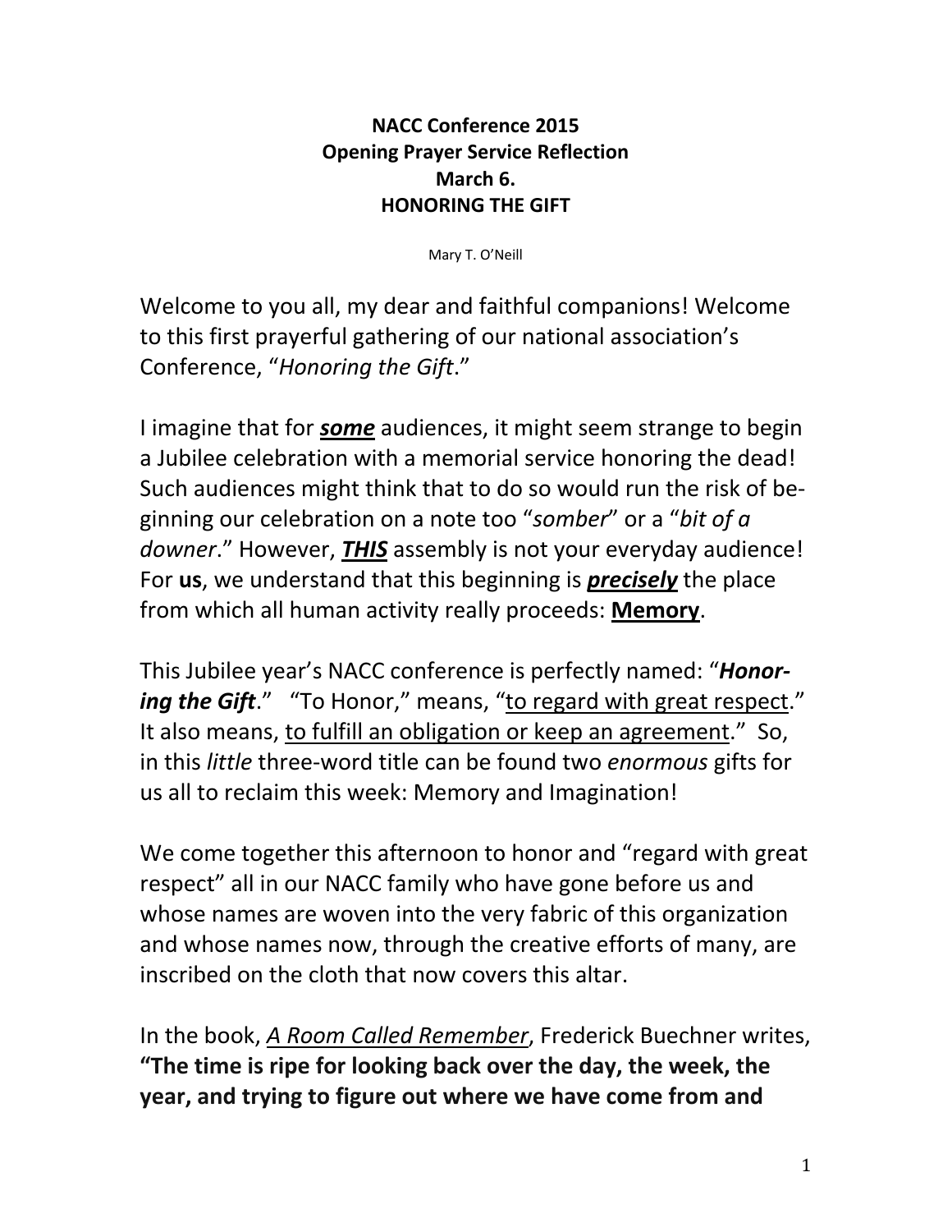**NACC Conference 2015**
**Opening Prayer Service Reflection**
**March 6.**
**HONORING THE GIFT**

Mary T. O'Neill

Welcome to you all, my dear and faithful companions! Welcome to this first prayerful gathering of our national association's Conference, "*Honoring the Gift*."

I imagine that for ***<u>some</u>*** audiences, it might seem strange to begin a Jubilee celebration with a memorial service honoring the dead! Such audiences might think that to do so would run the risk of beginning our celebration on a note too "*somber*" or a "*bit of a downer*." However, ***<u>THIS</u>*** assembly is not your everyday audience! For **us**, we understand that this beginning is ***<u>precisely</u>*** the place from which all human activity really proceeds: **<u>Memory</u>**.

This Jubilee year's NACC conference is perfectly named: "***Honoring the Gift***." "To Honor," means, "<u>to regard with great respect</u>." It also means, <u>to fulfill an obligation or keep an agreement</u>." So, in this *little* three-word title can be found two *enormous* gifts for us all to reclaim this week: Memory and Imagination!

We come together this afternoon to honor and "regard with great respect" all in our NACC family who have gone before us and whose names are woven into the very fabric of this organization and whose names now, through the creative efforts of many, are inscribed on the cloth that now covers this altar.

In the book, *<u>A Room Called Remember</u>*, Frederick Buechner writes, **"The time is ripe for looking back over the day, the week, the year, and trying to figure out where we have come from and**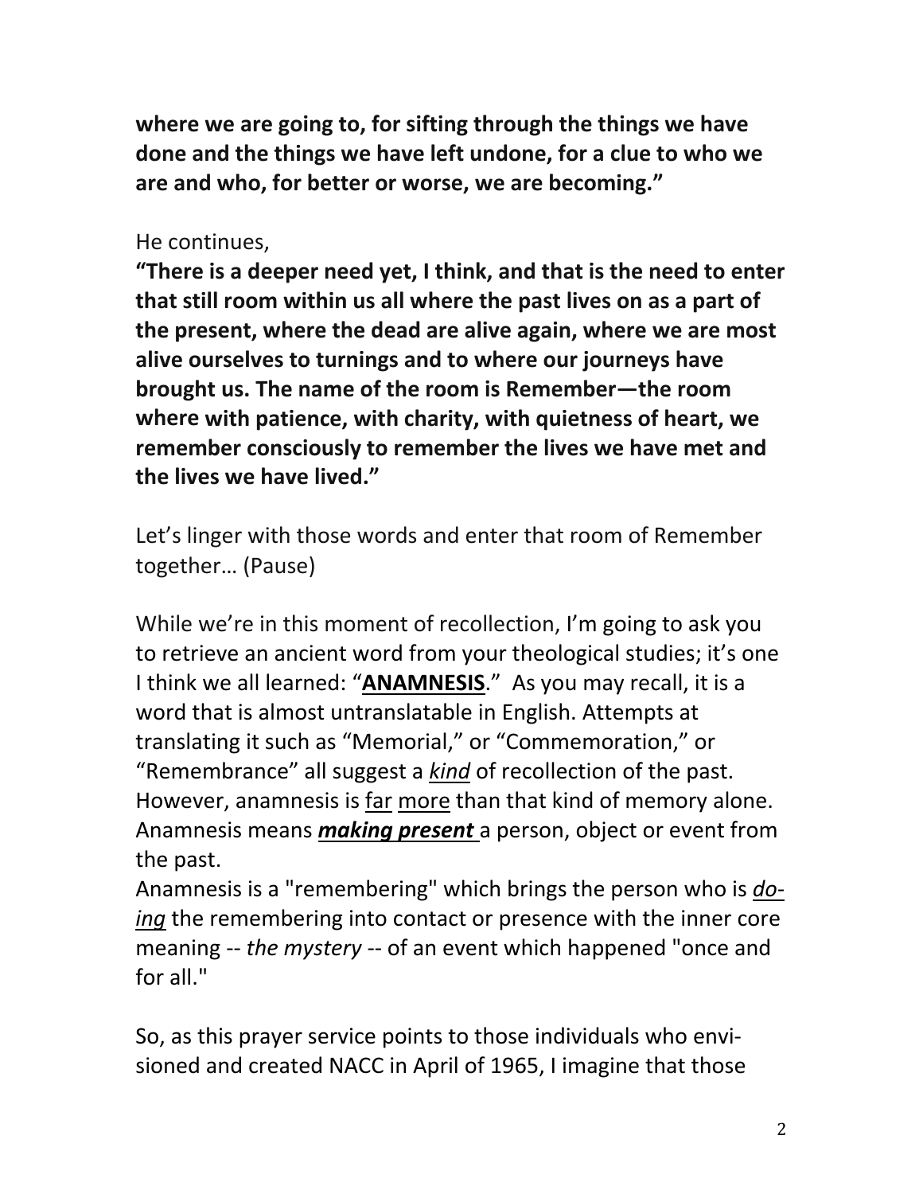**where we are going to, for sifting through the things we have done and the things we have left undone, for a clue to who we are and who, for better or worse, we are becoming."**

He continues,

**"There is a deeper need yet, I think, and that is the need to enter that still room within us all where the past lives on as a part of the present, where the dead are alive again, where we are most alive ourselves to turnings and to where our journeys have brought us. The name of the room is Remember—the room where with patience, with charity, with quietness of heart, we remember consciously to remember the lives we have met and the lives we have lived."**

Let's linger with those words and enter that room of Remember together… (Pause)

While we're in this moment of recollection, I'm going to ask you to retrieve an ancient word from your theological studies; it's one I think we all learned: "**ANAMNESIS**." As you may recall, it is a word that is almost untranslatable in English. Attempts at translating it such as "Memorial," or "Commemoration," or "Remembrance" all suggest a *kind* of recollection of the past. However, anamnesis is far more than that kind of memory alone. Anamnesis means ***making present*** a person, object or event from the past.

Anamnesis is a "remembering" which brings the person who is *doing* the remembering into contact or presence with the inner core meaning -- *the mystery* -- of an event which happened "once and for all."

So, as this prayer service points to those individuals who envisioned and created NACC in April of 1965, I imagine that those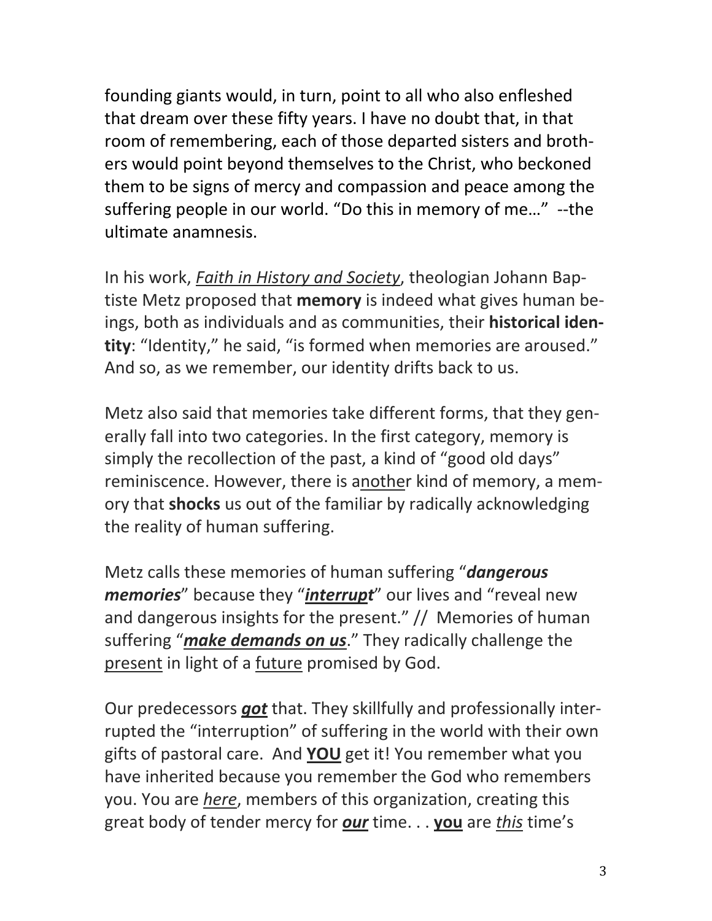founding giants would, in turn, point to all who also enfleshed that dream over these fifty years. I have no doubt that, in that room of remembering, each of those departed sisters and brothers would point beyond themselves to the Christ, who beckoned them to be signs of mercy and compassion and peace among the suffering people in our world. "Do this in memory of me…" --the ultimate anamnesis.

In his work, <u>*Faith in History and Society*</u>, theologian Johann Baptiste Metz proposed that **memory** is indeed what gives human beings, both as individuals and as communities, their **historical identity**: "Identity," he said, "is formed when memories are aroused." And so, as we remember, our identity drifts back to us.

Metz also said that memories take different forms, that they generally fall into two categories. In the first category, memory is simply the recollection of the past, a kind of "good old days" reminiscence. However, there is a<u>nothe</u>r kind of memory, a memory that **shocks** us out of the familiar by radically acknowledging the reality of human suffering.

Metz calls these memories of human suffering "***dangerous memories***" because they "<u>***interrupt***</u>" our lives and "reveal new and dangerous insights for the present." // Memories of human suffering "<u>***make demands on us***</u>." They radically challenge the <u>present</u> in light of a <u>future</u> promised by God.

Our predecessors <u>***got***</u> that. They skillfully and professionally interrupted the "interruption" of suffering in the world with their own gifts of pastoral care. And <u>**YOU**</u> get it! You remember what you have inherited because you remember the God who remembers you. You are <u>*here*</u>, members of this organization, creating this great body of tender mercy for <u>***our***</u> time. . . <u>**you**</u> are <u>*this*</u> time's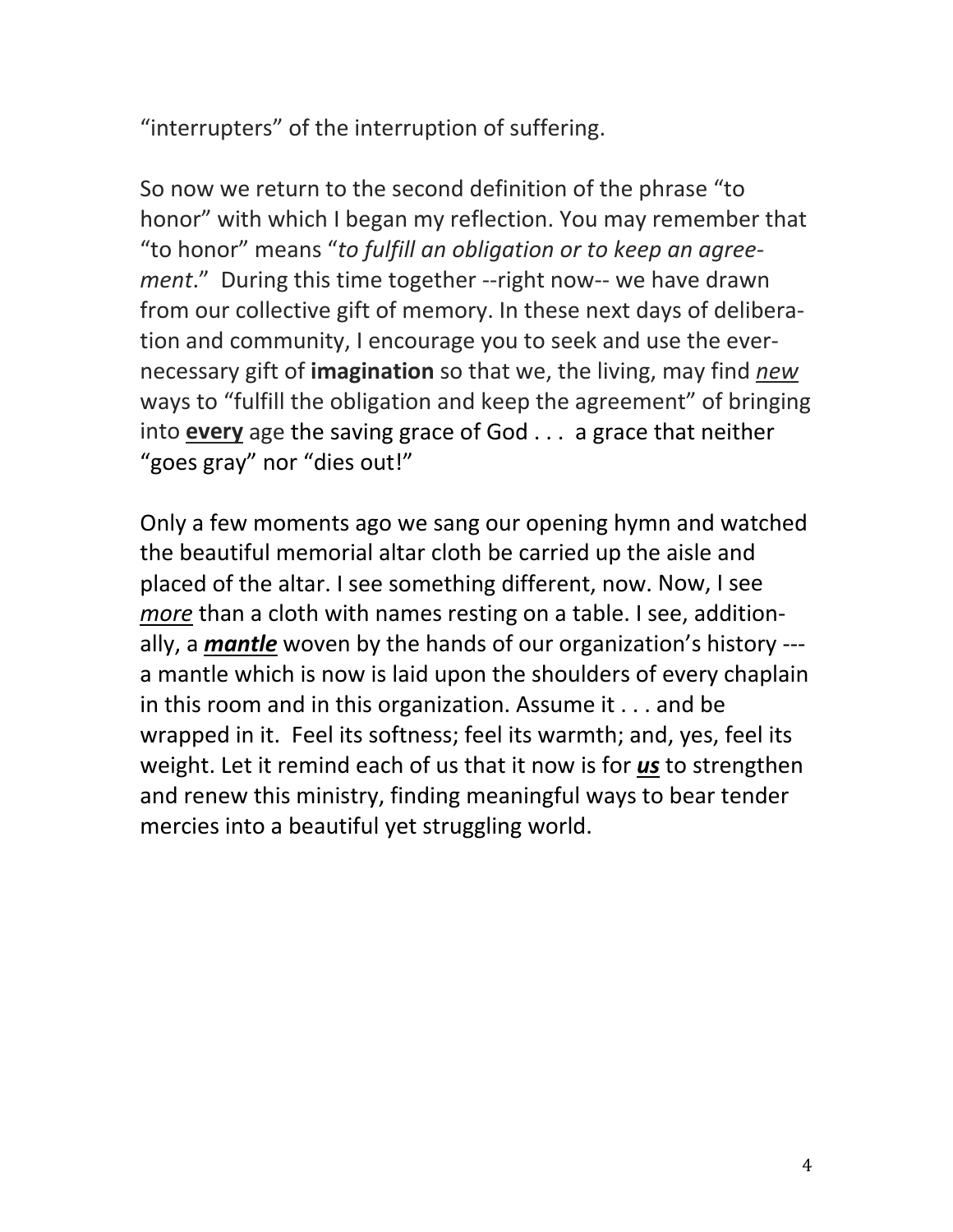"interrupters" of the interruption of suffering.

So now we return to the second definition of the phrase "to honor" with which I began my reflection. You may remember that "to honor" means "*to fulfill an obligation or to keep an agreement*." During this time together --right now-- we have drawn from our collective gift of memory. In these next days of deliberation and community, I encourage you to seek and use the ever-necessary gift of **imagination** so that we, the living, may find <u>*new*</u> ways to "fulfill the obligation and keep the agreement" of bringing into <u>**every**</u> age the saving grace of God . . . a grace that neither "goes gray" nor "dies out!"

Only a few moments ago we sang our opening hymn and watched the beautiful memorial altar cloth be carried up the aisle and placed of the altar. I see something different, now. Now, I see <u>*more*</u> than a cloth with names resting on a table. I see, additionally, a <u>***mantle***</u> woven by the hands of our organization's history --- a mantle which is now is laid upon the shoulders of every chaplain in this room and in this organization. Assume it . . . and be wrapped in it. Feel its softness; feel its warmth; and, yes, feel its weight. Let it remind each of us that it now is for <u>***us***</u> to strengthen and renew this ministry, finding meaningful ways to bear tender mercies into a beautiful yet struggling world.